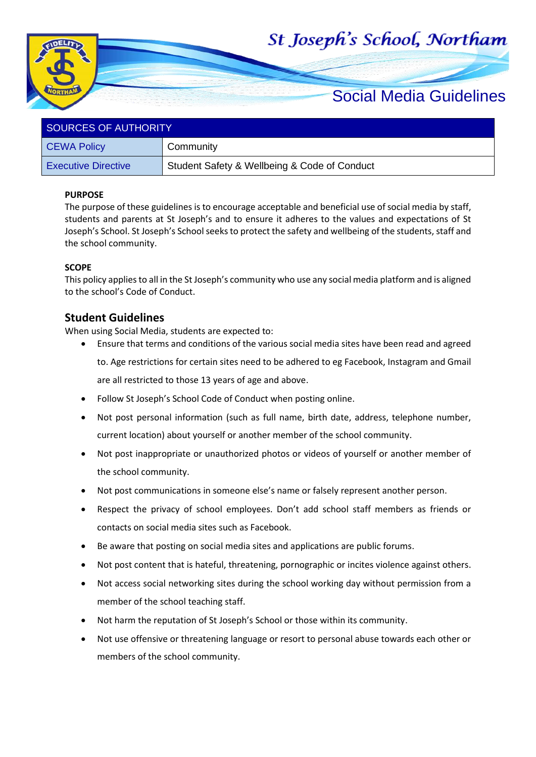# St Joseph's School, Northam

## Social Media Guidelines

| SOURCES OF AUTHORITY | |
|---|---|
| CEWA Policy | Community |
| Executive Directive | Student Safety & Wellbeing & Code of Conduct |

**PURPOSE**

The purpose of these guidelines is to encourage acceptable and beneficial use of social media by staff, students and parents at St Joseph's and to ensure it adheres to the values and expectations of St Joseph's School. St Joseph's School seeks to protect the safety and wellbeing of the students, staff and the school community.

**SCOPE**

This policy applies to all in the St Joseph's community who use any social media platform and is aligned to the school's Code of Conduct.

## Student Guidelines

When using Social Media, students are expected to:

- Ensure that terms and conditions of the various social media sites have been read and agreed to. Age restrictions for certain sites need to be adhered to eg Facebook, Instagram and Gmail are all restricted to those 13 years of age and above.
- Follow St Joseph's School Code of Conduct when posting online.
- Not post personal information (such as full name, birth date, address, telephone number, current location) about yourself or another member of the school community.
- Not post inappropriate or unauthorized photos or videos of yourself or another member of the school community.
- Not post communications in someone else's name or falsely represent another person.
- Respect the privacy of school employees. Don't add school staff members as friends or contacts on social media sites such as Facebook.
- Be aware that posting on social media sites and applications are public forums.
- Not post content that is hateful, threatening, pornographic or incites violence against others.
- Not access social networking sites during the school working day without permission from a member of the school teaching staff.
- Not harm the reputation of St Joseph's School or those within its community.
- Not use offensive or threatening language or resort to personal abuse towards each other or members of the school community.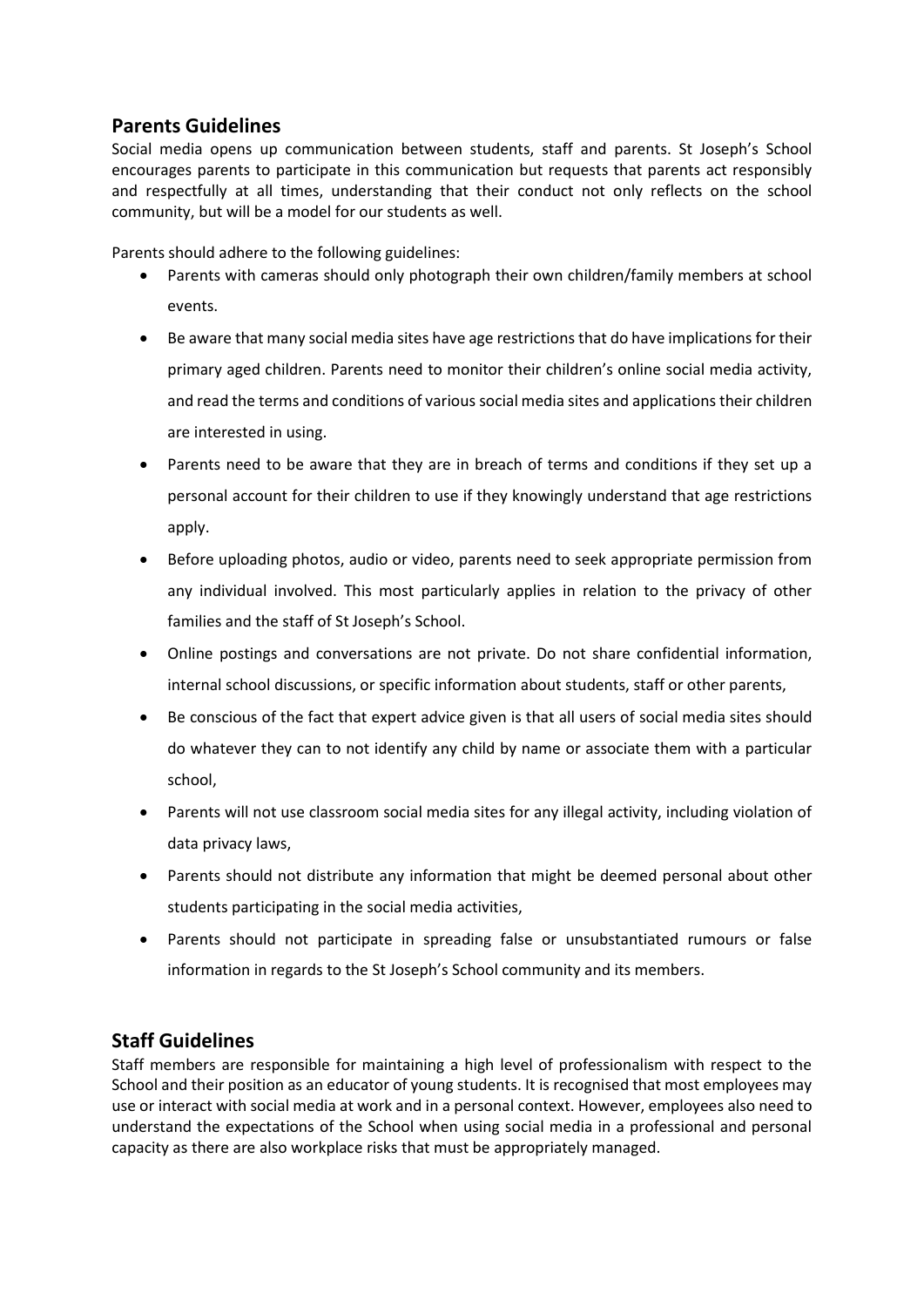## Parents Guidelines

Social media opens up communication between students, staff and parents. St Joseph's School encourages parents to participate in this communication but requests that parents act responsibly and respectfully at all times, understanding that their conduct not only reflects on the school community, but will be a model for our students as well.

Parents should adhere to the following guidelines:

- Parents with cameras should only photograph their own children/family members at school events.
- Be aware that many social media sites have age restrictions that do have implications for their primary aged children. Parents need to monitor their children's online social media activity, and read the terms and conditions of various social media sites and applications their children are interested in using.
- Parents need to be aware that they are in breach of terms and conditions if they set up a personal account for their children to use if they knowingly understand that age restrictions apply.
- Before uploading photos, audio or video, parents need to seek appropriate permission from any individual involved. This most particularly applies in relation to the privacy of other families and the staff of St Joseph's School.
- Online postings and conversations are not private. Do not share confidential information, internal school discussions, or specific information about students, staff or other parents,
- Be conscious of the fact that expert advice given is that all users of social media sites should do whatever they can to not identify any child by name or associate them with a particular school,
- Parents will not use classroom social media sites for any illegal activity, including violation of data privacy laws,
- Parents should not distribute any information that might be deemed personal about other students participating in the social media activities,
- Parents should not participate in spreading false or unsubstantiated rumours or false information in regards to the St Joseph's School community and its members.

## Staff Guidelines

Staff members are responsible for maintaining a high level of professionalism with respect to the School and their position as an educator of young students. It is recognised that most employees may use or interact with social media at work and in a personal context. However, employees also need to understand the expectations of the School when using social media in a professional and personal capacity as there are also workplace risks that must be appropriately managed.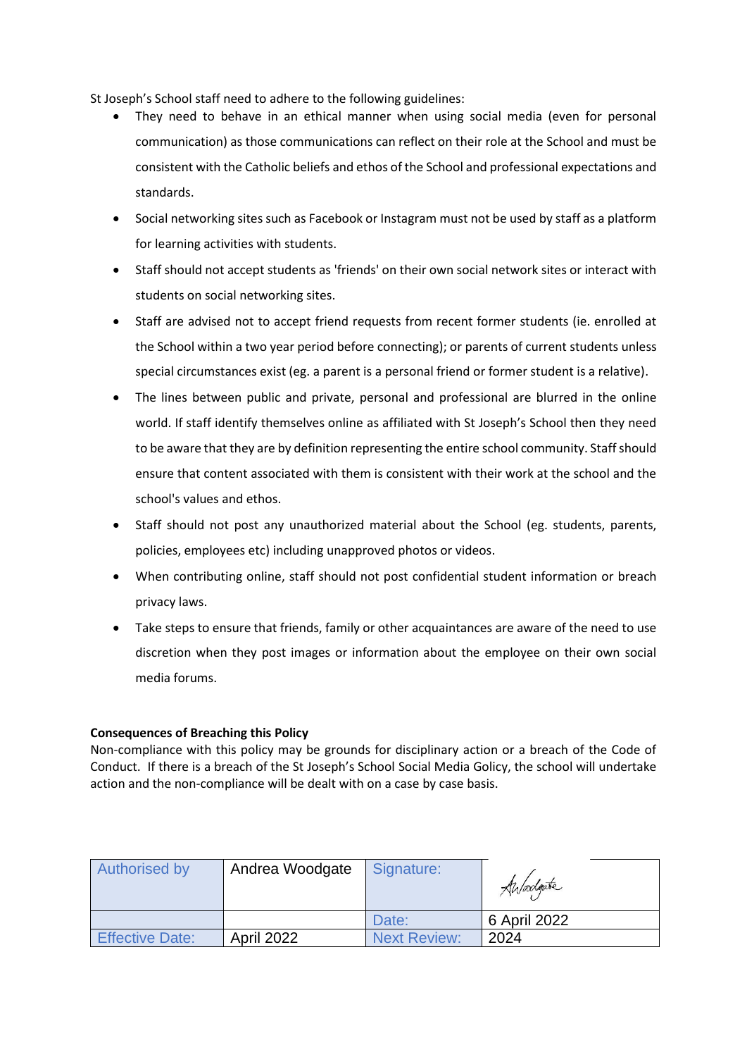St Joseph's School staff need to adhere to the following guidelines:

- They need to behave in an ethical manner when using social media (even for personal communication) as those communications can reflect on their role at the School and must be consistent with the Catholic beliefs and ethos of the School and professional expectations and standards.
- Social networking sites such as Facebook or Instagram must not be used by staff as a platform for learning activities with students.
- Staff should not accept students as 'friends' on their own social network sites or interact with students on social networking sites.
- Staff are advised not to accept friend requests from recent former students (ie. enrolled at the School within a two year period before connecting); or parents of current students unless special circumstances exist (eg. a parent is a personal friend or former student is a relative).
- The lines between public and private, personal and professional are blurred in the online world. If staff identify themselves online as affiliated with St Joseph's School then they need to be aware that they are by definition representing the entire school community. Staff should ensure that content associated with them is consistent with their work at the school and the school's values and ethos.
- Staff should not post any unauthorized material about the School (eg. students, parents, policies, employees etc) including unapproved photos or videos.
- When contributing online, staff should not post confidential student information or breach privacy laws.
- Take steps to ensure that friends, family or other acquaintances are aware of the need to use discretion when they post images or information about the employee on their own social media forums.

**Consequences of Breaching this Policy**

Non-compliance with this policy may be grounds for disciplinary action or a breach of the Code of Conduct. If there is a breach of the St Joseph's School Social Media Golicy, the school will undertake action and the non-compliance will be dealt with on a case by case basis.

| | | | |
|---|---|---|---|
| Authorised by | Andrea Woodgate | Signature: | A Woodgate |
| | | Date: | 6 April 2022 |
| Effective Date: | April 2022 | Next Review: | 2024 |